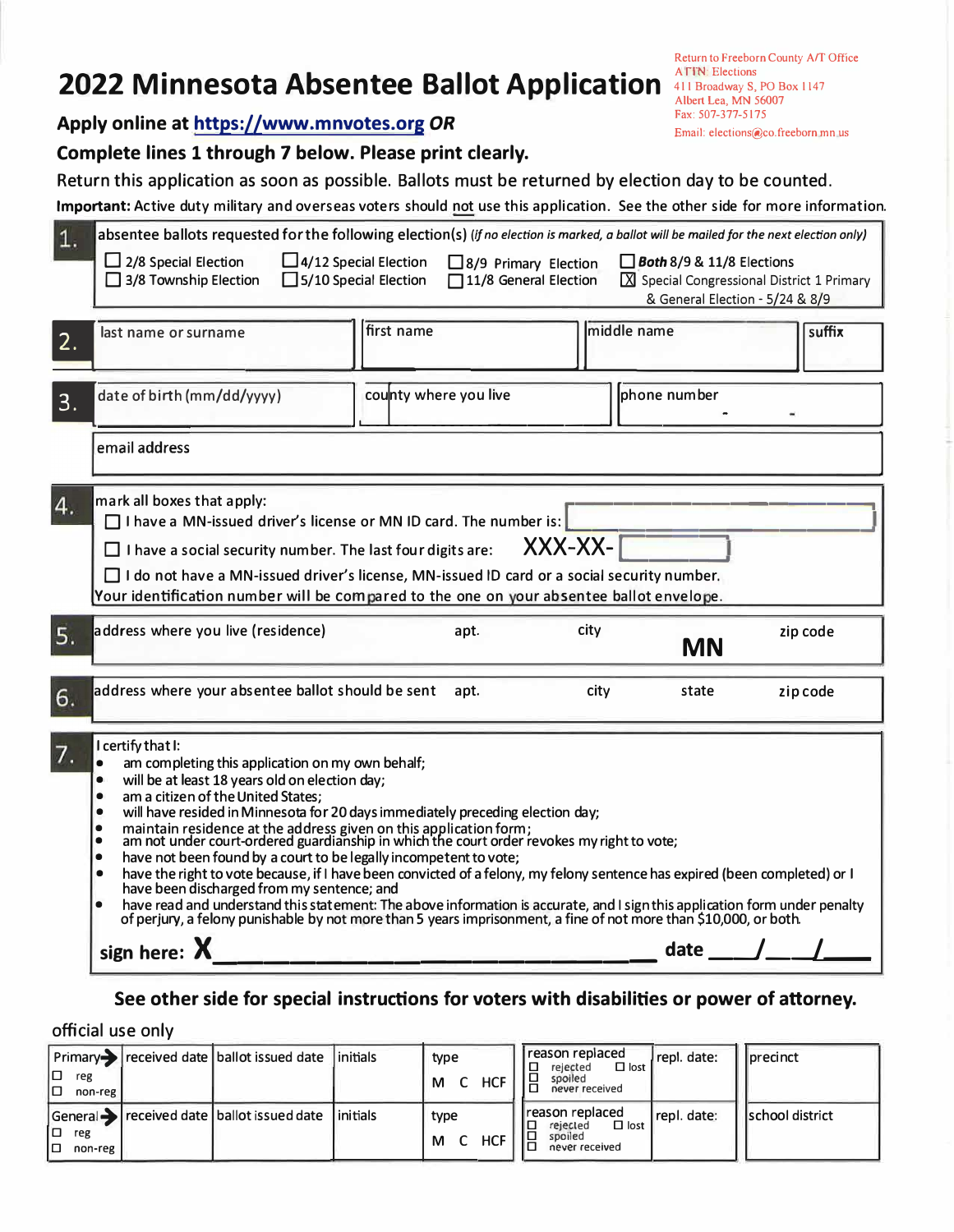# 2022 Minnesota Absentee Ballot Application

Return to Freeborn County A/T Office
ATTN: Elections
411 Broadway S, PO Box 1147
Albert Lea, MN 56007
Fax: 507-377-5175
Email: elections@co.freeborn.mn.us

**Apply online at https://www.mnvotes.org *OR***

**Complete lines 1 through 7 below. Please print clearly.**

Return this application as soon as possible. Ballots must be returned by election day to be counted.

**Important:** Active duty military and overseas voters should not use this application. See the other side for more information.

**1.** absentee ballots requested for the following election(s) *(if no election is marked, a ballot will be mailed for the next election only)*

- ☐ 2/8 Special Election
- ☐ 3/8 Township Election
- ☐ 4/12 Special Election
- ☐ 5/10 Special Election
- ☐ 8/9 Primary Election
- ☐ 11/8 General Election
- ☐ ***Both*** 8/9 & 11/8 Elections
- ☒ Special Congressional District 1 Primary & General Election - 5/24 & 8/9

**2.**

| last name or surname | first name | middle name | suffix |
|---|---|---|---|
| | | | |

**3.**

| date of birth (mm/dd/yyyy) | county where you live | phone number |
|---|---|---|
| | | - - |

| email address |
|---|
| |

**4.** mark all boxes that apply:

- ☐ I have a MN-issued driver's license or MN ID card. The number is: ______
- ☐ I have a social security number. The last four digits are: XXX-XX-______
- ☐ I do not have a MN-issued driver's license, MN-issued ID card or a social security number.

Your identification number will be compared to the one on your absentee ballot envelope.

**5.**

| address where you live (residence) | apt. | city | | zip code |
|---|---|---|---|---|
| | | | MN | |

**6.**

| address where your absentee ballot should be sent | apt. | city | state | zip code |
|---|---|---|---|---|
| | | | | |

**7.** I certify that I:

- am completing this application on my own behalf;
- will be at least 18 years old on election day;
- am a citizen of the United States;
- will have resided in Minnesota for 20 days immediately preceding election day;
- maintain residence at the address given on this application form;
- am not under court-ordered guardianship in which the court order revokes my right to vote;
- have not been found by a court to be legally incompetent to vote;
- have the right to vote because, if I have been convicted of a felony, my felony sentence has expired (been completed) or I have been discharged from my sentence; and
- have read and understand this statement: The above information is accurate, and I sign this application form under penalty of perjury, a felony punishable by not more than 5 years imprisonment, a fine of not more than $10,000, or both.

**sign here: X** ______________________________ **date** ___/___/___

**See other side for special instructions for voters with disabilities or power of attorney.**

official use only

| | received date | ballot issued date | initials | type | reason replaced | repl. date: | |
|---|---|---|---|---|---|---|---|
| Primary → ☐ reg ☐ non-reg | | | | M C HCF | ☐ rejected ☐ lost ☐ spoiled ☐ never received | | precinct |
| General → ☐ reg ☐ non-reg | | | | M C HCF | ☐ rejected ☐ lost ☐ spoiled ☐ never received | | school district |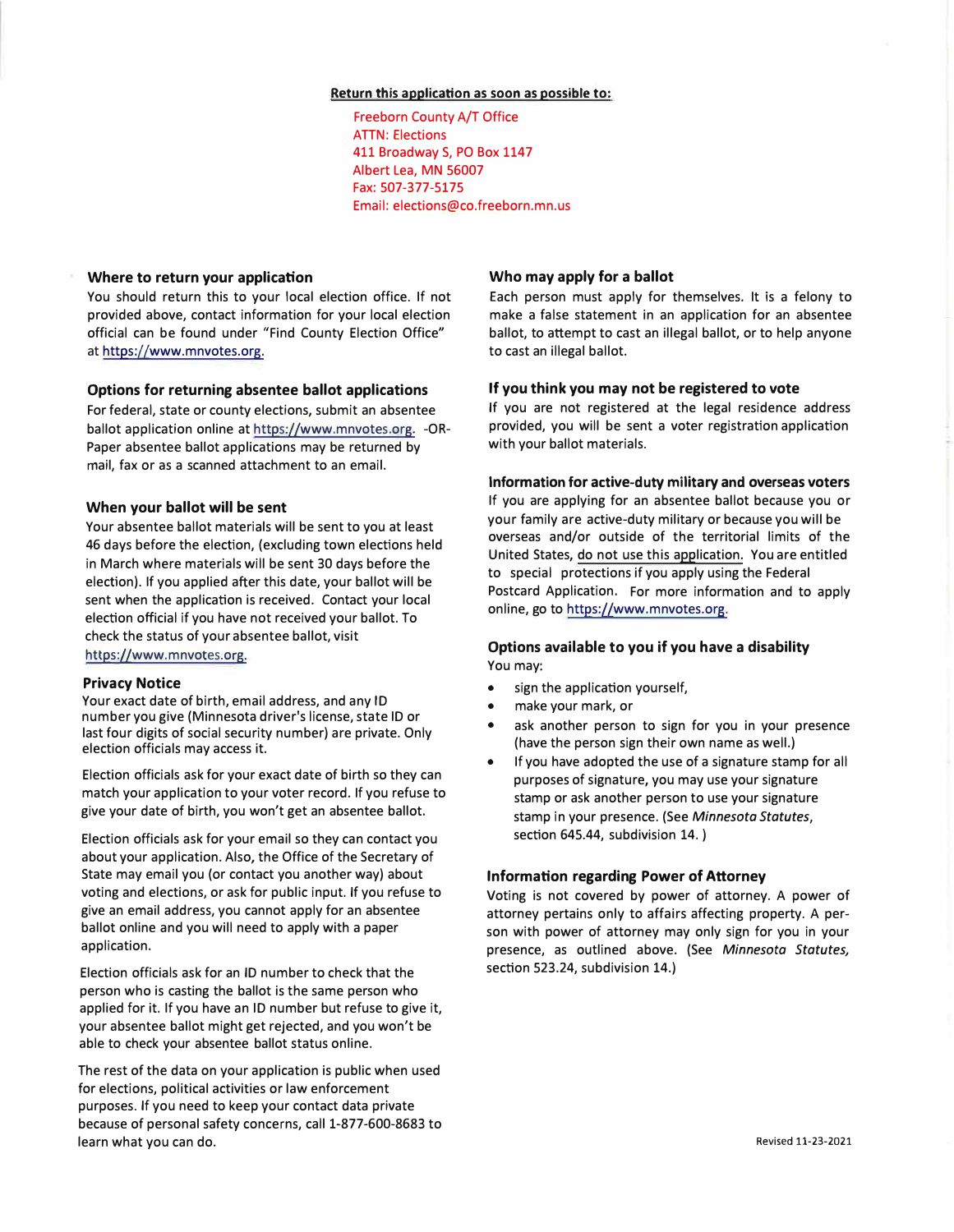**Return this application as soon as possible to:**

Freeborn County A/T Office
ATTN: Elections
411 Broadway S, PO Box 1147
Albert Lea, MN 56007
Fax: 507-377-5175
Email: elections@co.freeborn.mn.us

### Where to return your application

You should return this to your local election office. If not provided above, contact information for your local election official can be found under "Find County Election Office" at https://www.mnvotes.org.

### Options for returning absentee ballot applications

For federal, state or county elections, submit an absentee ballot application online at https://www.mnvotes.org. -OR- Paper absentee ballot applications may be returned by mail, fax or as a scanned attachment to an email.

### When your ballot will be sent

Your absentee ballot materials will be sent to you at least 46 days before the election, (excluding town elections held in March where materials will be sent 30 days before the election). If you applied after this date, your ballot will be sent when the application is received. Contact your local election official if you have not received your ballot. To check the status of your absentee ballot, visit https://www.mnvotes.org.

### Privacy Notice

Your exact date of birth, email address, and any ID number you give (Minnesota driver's license, state ID or last four digits of social security number) are private. Only election officials may access it.

Election officials ask for your exact date of birth so they can match your application to your voter record. If you refuse to give your date of birth, you won't get an absentee ballot.

Election officials ask for your email so they can contact you about your application. Also, the Office of the Secretary of State may email you (or contact you another way) about voting and elections, or ask for public input. If you refuse to give an email address, you cannot apply for an absentee ballot online and you will need to apply with a paper application.

Election officials ask for an ID number to check that the person who is casting the ballot is the same person who applied for it. If you have an ID number but refuse to give it, your absentee ballot might get rejected, and you won't be able to check your absentee ballot status online.

The rest of the data on your application is public when used for elections, political activities or law enforcement purposes. If you need to keep your contact data private because of personal safety concerns, call 1-877-600-8683 to learn what you can do.

### Who may apply for a ballot

Each person must apply for themselves. It is a felony to make a false statement in an application for an absentee ballot, to attempt to cast an illegal ballot, or to help anyone to cast an illegal ballot.

### If you think you may not be registered to vote

If you are not registered at the legal residence address provided, you will be sent a voter registration application with your ballot materials.

### Information for active-duty military and overseas voters

If you are applying for an absentee ballot because you or your family are active-duty military or because you will be overseas and/or outside of the territorial limits of the United States, do not use this application. You are entitled to special protections if you apply using the Federal Postcard Application. For more information and to apply online, go to https://www.mnvotes.org.

### Options available to you if you have a disability

You may:

- sign the application yourself,
- make your mark, or
- ask another person to sign for you in your presence (have the person sign their own name as well.)
- If you have adopted the use of a signature stamp for all purposes of signature, you may use your signature stamp or ask another person to use your signature stamp in your presence. (See *Minnesota Statutes*, section 645.44, subdivision 14. )

### Information regarding Power of Attorney

Voting is not covered by power of attorney. A power of attorney pertains only to affairs affecting property. A person with power of attorney may only sign for you in your presence, as outlined above. (See *Minnesota Statutes,* section 523.24, subdivision 14.)

Revised 11-23-2021